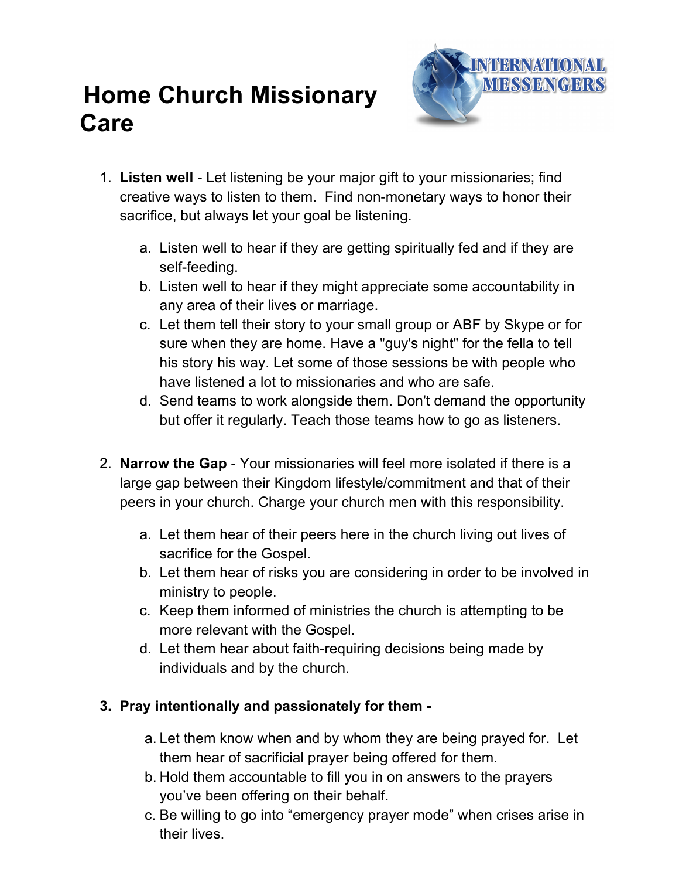# Home Church Missionary Care

1. **Listen well** - Let listening be your major gift to your missionaries; find creative ways to listen to them. Find non-monetary ways to honor their sacrifice, but always let your goal be listening.

   a. Listen well to hear if they are getting spiritually fed and if they are self-feeding.
   b. Listen well to hear if they might appreciate some accountability in any area of their lives or marriage.
   c. Let them tell their story to your small group or ABF by Skype or for sure when they are home. Have a "guy's night" for the fella to tell his story his way. Let some of those sessions be with people who have listened a lot to missionaries and who are safe.
   d. Send teams to work alongside them. Don't demand the opportunity but offer it regularly. Teach those teams how to go as listeners.

2. **Narrow the Gap** - Your missionaries will feel more isolated if there is a large gap between their Kingdom lifestyle/commitment and that of their peers in your church. Charge your church men with this responsibility.

   a. Let them hear of their peers here in the church living out lives of sacrifice for the Gospel.
   b. Let them hear of risks you are considering in order to be involved in ministry to people.
   c. Keep them informed of ministries the church is attempting to be more relevant with the Gospel.
   d. Let them hear about faith-requiring decisions being made by individuals and by the church.

3. **Pray intentionally and passionately for them -**

   a. Let them know when and by whom they are being prayed for. Let them hear of sacrificial prayer being offered for them.
   b. Hold them accountable to fill you in on answers to the prayers you've been offering on their behalf.
   c. Be willing to go into "emergency prayer mode" when crises arise in their lives.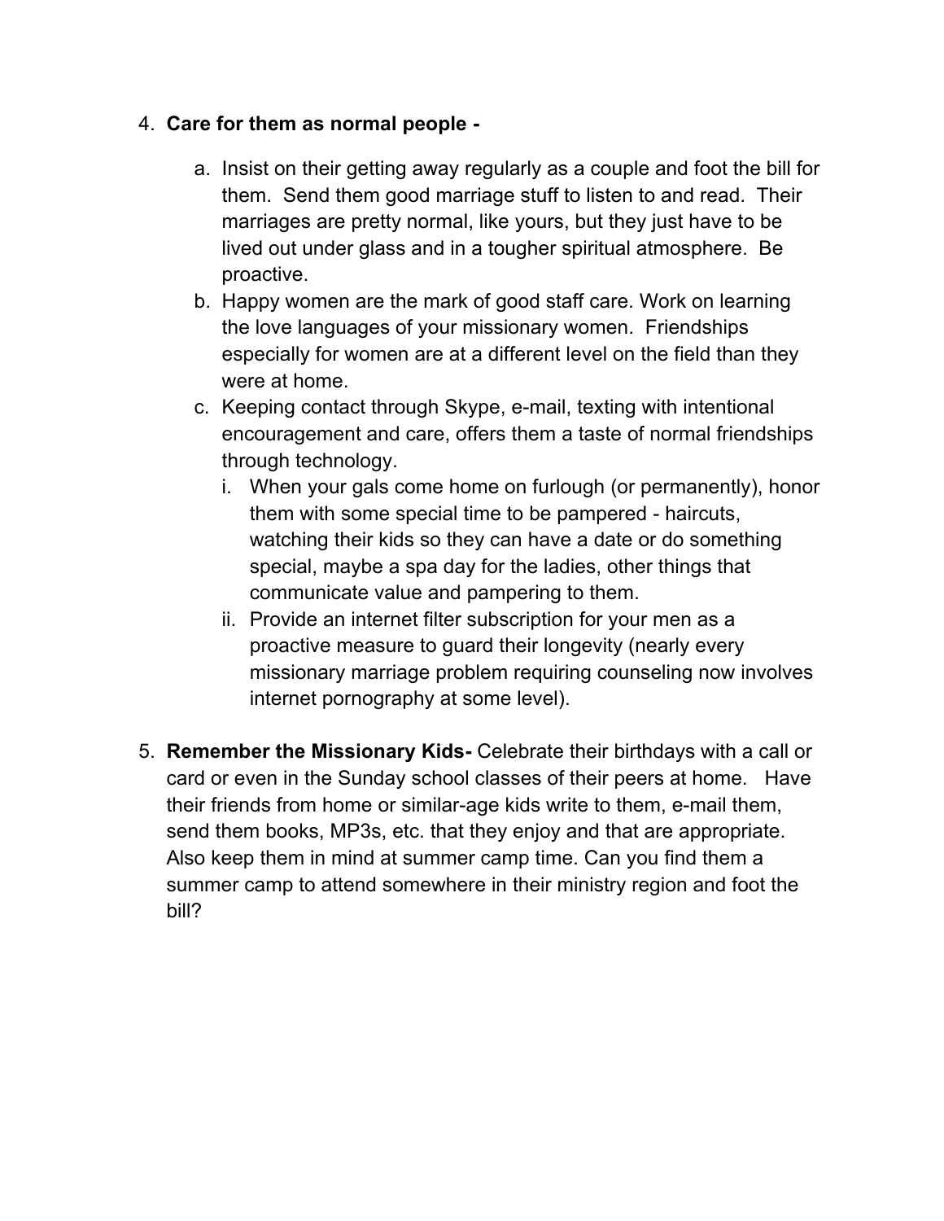4. **Care for them as normal people -**
    a. Insist on their getting away regularly as a couple and foot the bill for them. Send them good marriage stuff to listen to and read. Their marriages are pretty normal, like yours, but they just have to be lived out under glass and in a tougher spiritual atmosphere. Be proactive.
    b. Happy women are the mark of good staff care. Work on learning the love languages of your missionary women. Friendships especially for women are at a different level on the field than they were at home.
    c. Keeping contact through Skype, e-mail, texting with intentional encouragement and care, offers them a taste of normal friendships through technology.
        i. When your gals come home on furlough (or permanently), honor them with some special time to be pampered - haircuts, watching their kids so they can have a date or do something special, maybe a spa day for the ladies, other things that communicate value and pampering to them.
        ii. Provide an internet filter subscription for your men as a proactive measure to guard their longevity (nearly every missionary marriage problem requiring counseling now involves internet pornography at some level).

5. **Remember the Missionary Kids-** Celebrate their birthdays with a call or card or even in the Sunday school classes of their peers at home. Have their friends from home or similar-age kids write to them, e-mail them, send them books, MP3s, etc. that they enjoy and that are appropriate. Also keep them in mind at summer camp time. Can you find them a summer camp to attend somewhere in their ministry region and foot the bill?